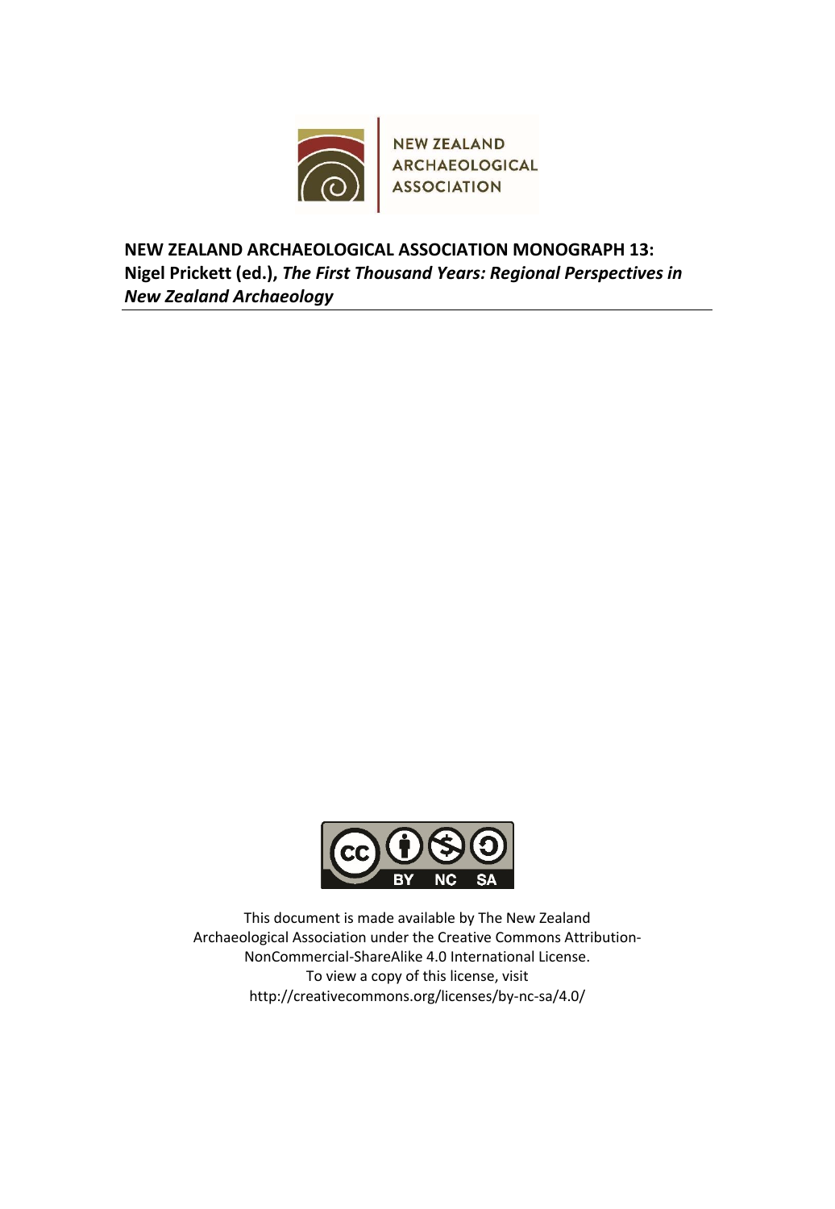NEW ZEALAND ARCHAEOLOGICAL ASSOCIATION

**NEW ZEALAND ARCHAEOLOGICAL ASSOCIATION MONOGRAPH 13: Nigel Prickett (ed.), *The First Thousand Years: Regional Perspectives in New Zealand Archaeology***

This document is made available by The New Zealand Archaeological Association under the Creative Commons Attribution-NonCommercial-ShareAlike 4.0 International License.
To view a copy of this license, visit
http://creativecommons.org/licenses/by-nc-sa/4.0/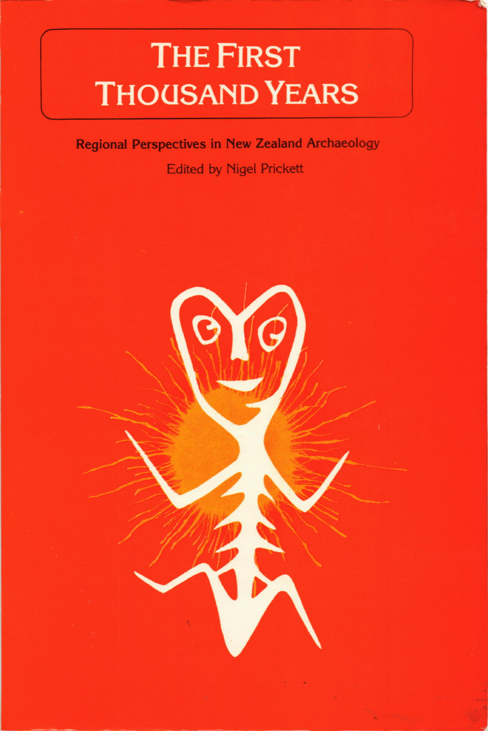# THE FIRST THOUSAND YEARS

**Regional Perspectives in New Zealand Archaeology**

Edited by Nigel Prickett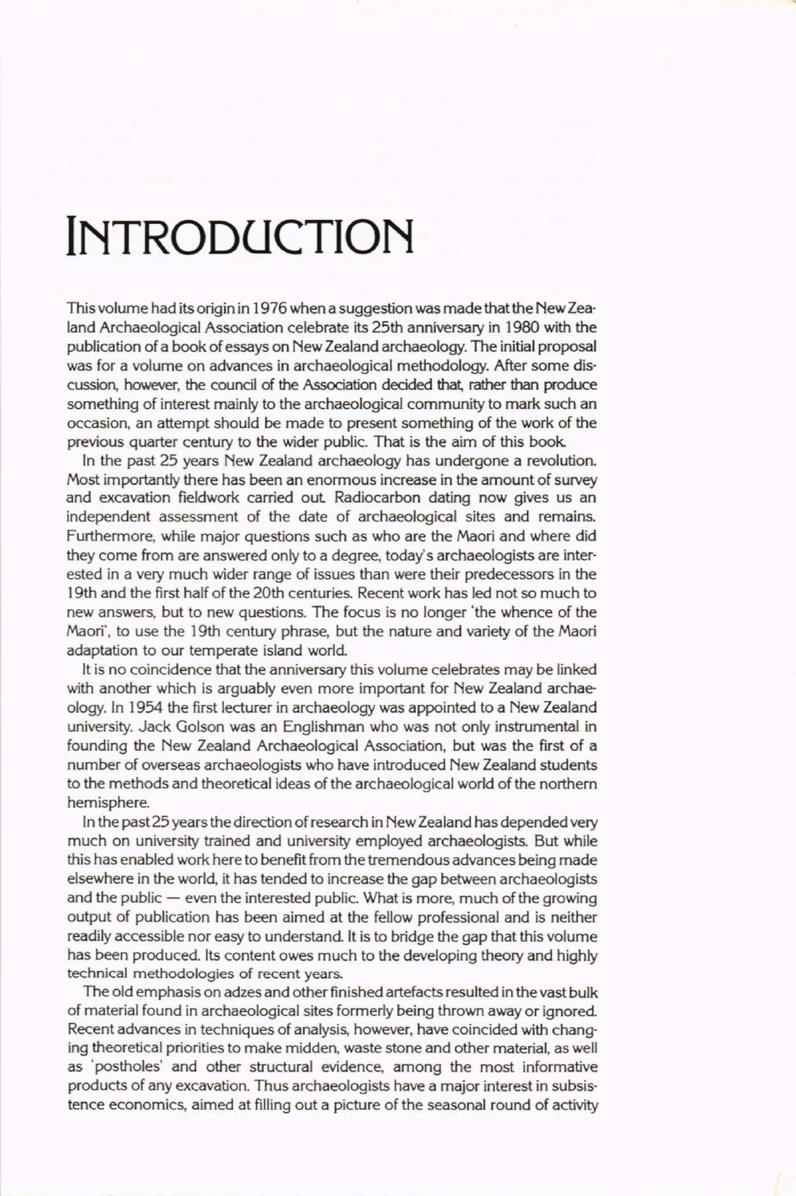# INTRODUCTION

This volume had its origin in 1976 when a suggestion was made that the New Zealand Archaeological Association celebrate its 25th anniversary in 1980 with the publication of a book of essays on New Zealand archaeology. The initial proposal was for a volume on advances in archaeological methodology. After some discussion, however, the council of the Association decided that, rather than produce something of interest mainly to the archaeological community to mark such an occasion, an attempt should be made to present something of the work of the previous quarter century to the wider public. That is the aim of this book.

In the past 25 years New Zealand archaeology has undergone a revolution. Most importantly there has been an enormous increase in the amount of survey and excavation fieldwork carried out. Radiocarbon dating now gives us an independent assessment of the date of archaeological sites and remains. Furthermore, while major questions such as who are the Maori and where did they come from are answered only to a degree, today's archaeologists are interested in a very much wider range of issues than were their predecessors in the 19th and the first half of the 20th centuries. Recent work has led not so much to new answers, but to new questions. The focus is no longer 'the whence of the Maori', to use the 19th century phrase, but the nature and variety of the Maori adaptation to our temperate island world.

It is no coincidence that the anniversary this volume celebrates may be linked with another which is arguably even more important for New Zealand archaeology. In 1954 the first lecturer in archaeology was appointed to a New Zealand university. Jack Golson was an Englishman who was not only instrumental in founding the New Zealand Archaeological Association, but was the first of a number of overseas archaeologists who have introduced New Zealand students to the methods and theoretical ideas of the archaeological world of the northern hemisphere.

In the past 25 years the direction of research in New Zealand has depended very much on university trained and university employed archaeologists. But while this has enabled work here to benefit from the tremendous advances being made elsewhere in the world, it has tended to increase the gap between archaeologists and the public — even the interested public. What is more, much of the growing output of publication has been aimed at the fellow professional and is neither readily accessible nor easy to understand. It is to bridge the gap that this volume has been produced. Its content owes much to the developing theory and highly technical methodologies of recent years.

The old emphasis on adzes and other finished artefacts resulted in the vast bulk of material found in archaeological sites formerly being thrown away or ignored. Recent advances in techniques of analysis, however, have coincided with changing theoretical priorities to make midden, waste stone and other material, as well as 'postholes' and other structural evidence, among the most informative products of any excavation. Thus archaeologists have a major interest in subsistence economics, aimed at filling out a picture of the seasonal round of activity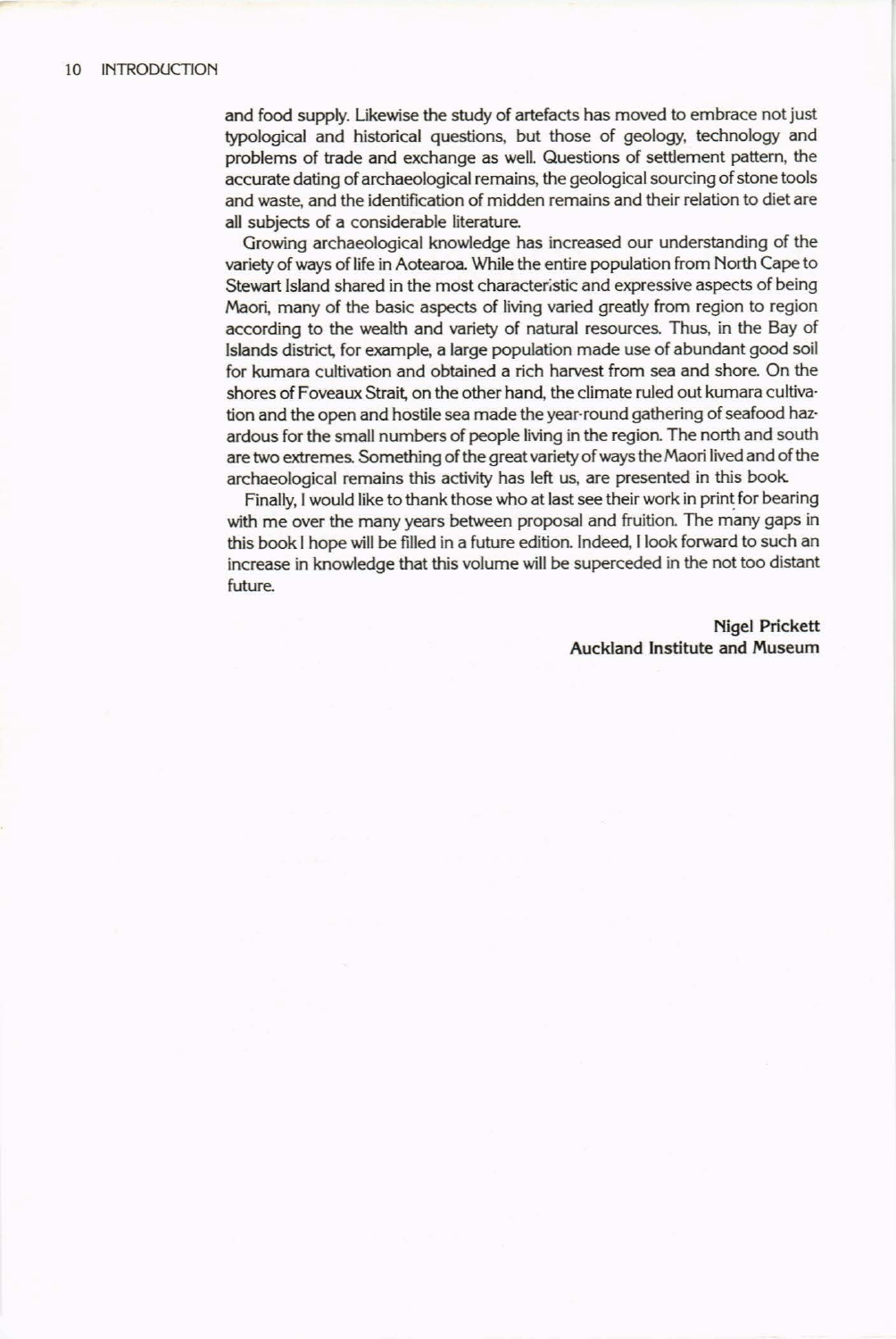and food supply. Likewise the study of artefacts has moved to embrace not just typological and historical questions, but those of geology, technology and problems of trade and exchange as well. Questions of settlement pattern, the accurate dating of archaeological remains, the geological sourcing of stone tools and waste, and the identification of midden remains and their relation to diet are all subjects of a considerable literature.

Growing archaeological knowledge has increased our understanding of the variety of ways of life in Aotearoa. While the entire population from North Cape to Stewart Island shared in the most characteristic and expressive aspects of being Maori, many of the basic aspects of living varied greatly from region to region according to the wealth and variety of natural resources. Thus, in the Bay of Islands district, for example, a large population made use of abundant good soil for kumara cultivation and obtained a rich harvest from sea and shore. On the shores of Foveaux Strait, on the other hand, the climate ruled out kumara cultivation and the open and hostile sea made the year-round gathering of seafood hazardous for the small numbers of people living in the region. The north and south are two extremes. Something of the great variety of ways the Maori lived and of the archaeological remains this activity has left us, are presented in this book.

Finally, I would like to thank those who at last see their work in print for bearing with me over the many years between proposal and fruition. The many gaps in this book I hope will be filled in a future edition. Indeed, I look forward to such an increase in knowledge that this volume will be superceded in the not too distant future.

**Nigel Prickett**
**Auckland Institute and Museum**